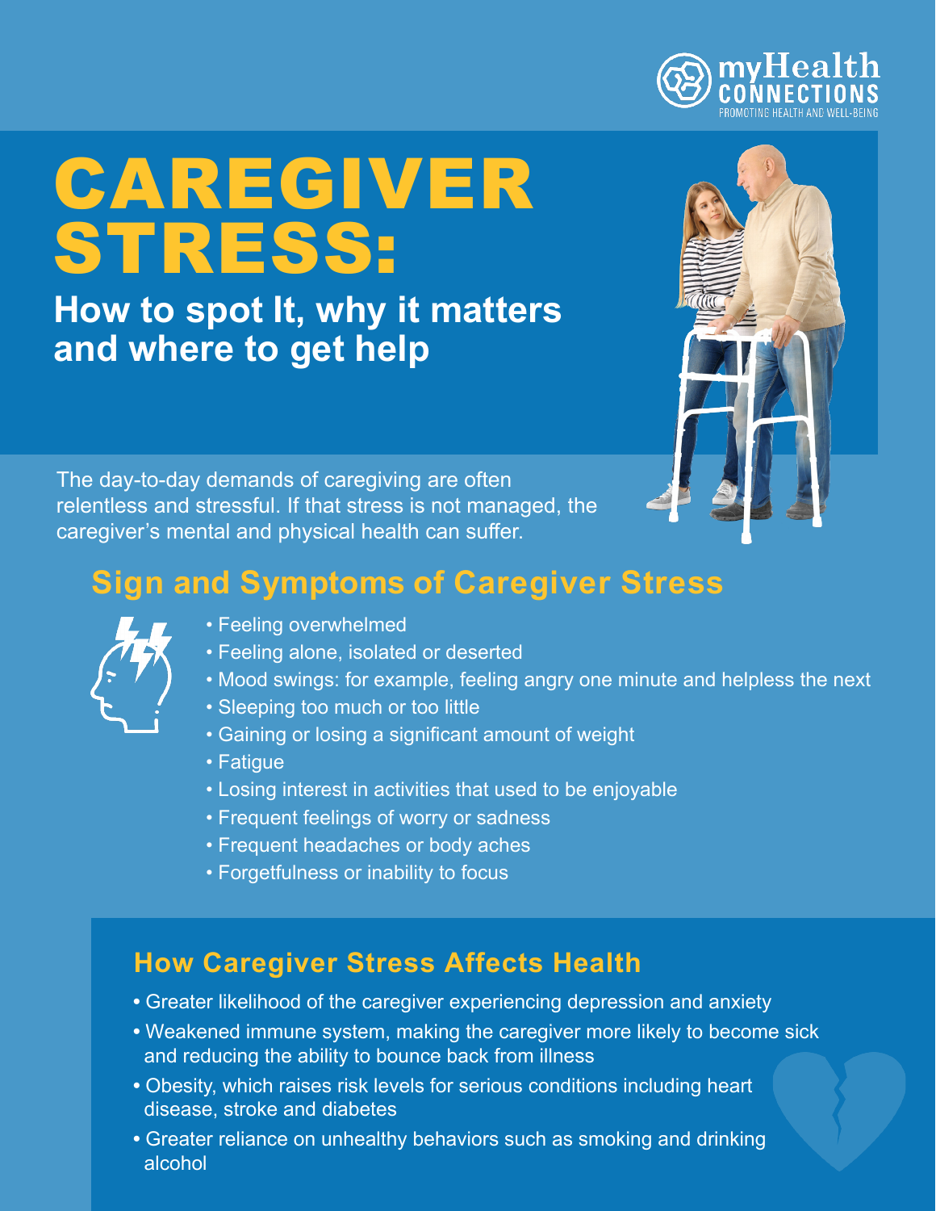myHealth CONNECTIONS
PROMOTING HEALTH AND WELL-BEING

# CAREGIVER STRESS:

## How to spot It, why it matters and where to get help

The day-to-day demands of caregiving are often relentless and stressful. If that stress is not managed, the caregiver's mental and physical health can suffer.

## Sign and Symptoms of Caregiver Stress

- Feeling overwhelmed
- Feeling alone, isolated or deserted
- Mood swings: for example, feeling angry one minute and helpless the next
- Sleeping too much or too little
- Gaining or losing a significant amount of weight
- Fatigue
- Losing interest in activities that used to be enjoyable
- Frequent feelings of worry or sadness
- Frequent headaches or body aches
- Forgetfulness or inability to focus

## How Caregiver Stress Affects Health

- Greater likelihood of the caregiver experiencing depression and anxiety
- Weakened immune system, making the caregiver more likely to become sick and reducing the ability to bounce back from illness
- Obesity, which raises risk levels for serious conditions including heart disease, stroke and diabetes
- Greater reliance on unhealthy behaviors such as smoking and drinking alcohol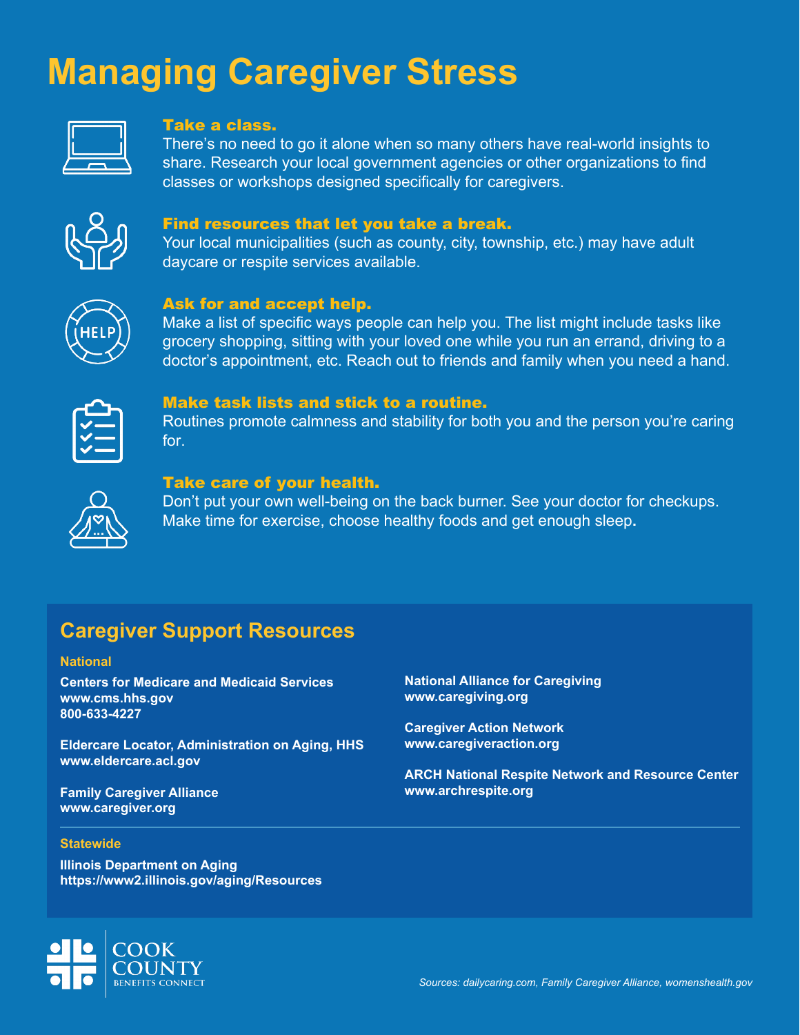# Managing Caregiver Stress

### Take a class.

There's no need to go it alone when so many others have real-world insights to share. Research your local government agencies or other organizations to find classes or workshops designed specifically for caregivers.

### Find resources that let you take a break.

Your local municipalities (such as county, city, township, etc.) may have adult daycare or respite services available.

### Ask for and accept help.

Make a list of specific ways people can help you. The list might include tasks like grocery shopping, sitting with your loved one while you run an errand, driving to a doctor's appointment, etc. Reach out to friends and family when you need a hand.

### Make task lists and stick to a routine.

Routines promote calmness and stability for both you and the person you're caring for.

### Take care of your health.

Don't put your own well-being on the back burner. See your doctor for checkups. Make time for exercise, choose healthy foods and get enough sleep.

## Caregiver Support Resources

### National

**Centers for Medicare and Medicaid Services**
**www.cms.hhs.gov**
**800-633-4227**

**Eldercare Locator, Administration on Aging, HHS**
**www.eldercare.acl.gov**

**Family Caregiver Alliance**
**www.caregiver.org**

**National Alliance for Caregiving**
**www.caregiving.org**

**Caregiver Action Network**
**www.caregiveraction.org**

**ARCH National Respite Network and Resource Center**
**www.archrespite.org**

### Statewide

**Illinois Department on Aging**
**https://www2.illinois.gov/aging/Resources**

COOK COUNTY BENEFITS CONNECT

*Sources: dailycaring.com, Family Caregiver Alliance, womenshealth.gov*